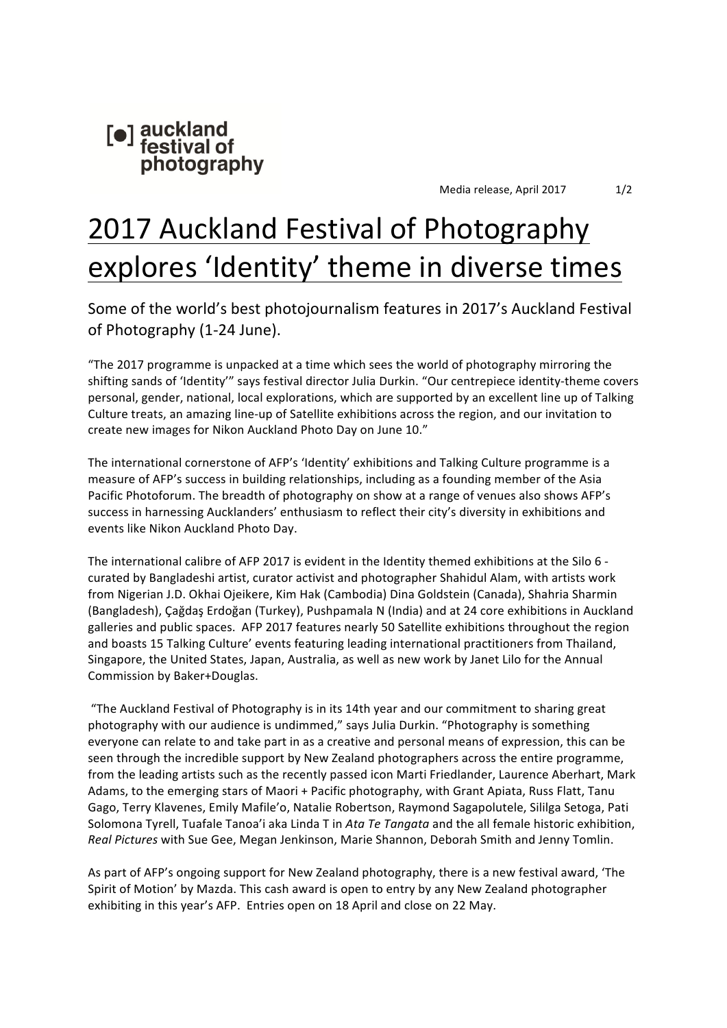[●] auckland festival of photography

Media release, April 2017

# 2017 Auckland Festival of Photography explores 'Identity' theme in diverse times

## Some of the world's best photojournalism features in 2017's Auckland Festival of Photography (1-24 June).

"The 2017 programme is unpacked at a time which sees the world of photography mirroring the shifting sands of 'Identity'" says festival director Julia Durkin. "Our centrepiece identity-theme covers personal, gender, national, local explorations, which are supported by an excellent line up of Talking Culture treats, an amazing line-up of Satellite exhibitions across the region, and our invitation to create new images for Nikon Auckland Photo Day on June 10."

The international cornerstone of AFP's 'Identity' exhibitions and Talking Culture programme is a measure of AFP's success in building relationships, including as a founding member of the Asia Pacific Photoforum. The breadth of photography on show at a range of venues also shows AFP's success in harnessing Aucklanders' enthusiasm to reflect their city's diversity in exhibitions and events like Nikon Auckland Photo Day.

The international calibre of AFP 2017 is evident in the Identity themed exhibitions at the Silo 6 - curated by Bangladeshi artist, curator activist and photographer Shahidul Alam, with artists work from Nigerian J.D. Okhai Ojeikere, Kim Hak (Cambodia) Dina Goldstein (Canada), Shahria Sharmin (Bangladesh), Çağdaş Erdoğan (Turkey), Pushpamala N (India) and at 24 core exhibitions in Auckland galleries and public spaces. AFP 2017 features nearly 50 Satellite exhibitions throughout the region and boasts 15 Talking Culture' events featuring leading international practitioners from Thailand, Singapore, the United States, Japan, Australia, as well as new work by Janet Lilo for the Annual Commission by Baker+Douglas.

"The Auckland Festival of Photography is in its 14th year and our commitment to sharing great photography with our audience is undimmed," says Julia Durkin. "Photography is something everyone can relate to and take part in as a creative and personal means of expression, this can be seen through the incredible support by New Zealand photographers across the entire programme, from the leading artists such as the recently passed icon Marti Friedlander, Laurence Aberhart, Mark Adams, to the emerging stars of Maori + Pacific photography, with Grant Apiata, Russ Flatt, Tanu Gago, Terry Klavenes, Emily Mafile'o, Natalie Robertson, Raymond Sagapolutele, Sililga Setoga, Pati Solomona Tyrell, Tuafale Tanoa'i aka Linda T in *Ata Te Tangata* and the all female historic exhibition, *Real Pictures* with Sue Gee, Megan Jenkinson, Marie Shannon, Deborah Smith and Jenny Tomlin.

As part of AFP's ongoing support for New Zealand photography, there is a new festival award, 'The Spirit of Motion' by Mazda. This cash award is open to entry by any New Zealand photographer exhibiting in this year's AFP. Entries open on 18 April and close on 22 May.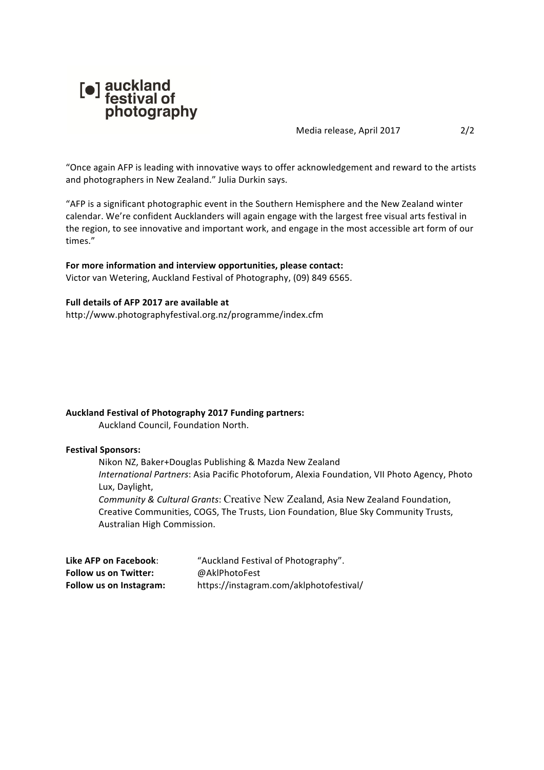"Once again AFP is leading with innovative ways to offer acknowledgement and reward to the artists and photographers in New Zealand." Julia Durkin says.

"AFP is a significant photographic event in the Southern Hemisphere and the New Zealand winter calendar. We're confident Aucklanders will again engage with the largest free visual arts festival in the region, to see innovative and important work, and engage in the most accessible art form of our times."

**For more information and interview opportunities, please contact:**
Victor van Wetering, Auckland Festival of Photography, (09) 849 6565.

**Full details of AFP 2017 are available at**
http://www.photographyfestival.org.nz/programme/index.cfm

**Auckland Festival of Photography 2017 Funding partners:**
Auckland Council, Foundation North.

**Festival Sponsors:**
Nikon NZ, Baker+Douglas Publishing & Mazda New Zealand
*International Partners*: Asia Pacific Photoforum, Alexia Foundation, VII Photo Agency, Photo Lux, Daylight,
*Community & Cultural Grants*: Creative New Zealand, Asia New Zealand Foundation, Creative Communities, COGS, The Trusts, Lion Foundation, Blue Sky Community Trusts, Australian High Commission.

**Like AFP on Facebook**: "Auckland Festival of Photography".
**Follow us on Twitter:** @AklPhotoFest
**Follow us on Instagram:** https://instagram.com/aklphotofestival/